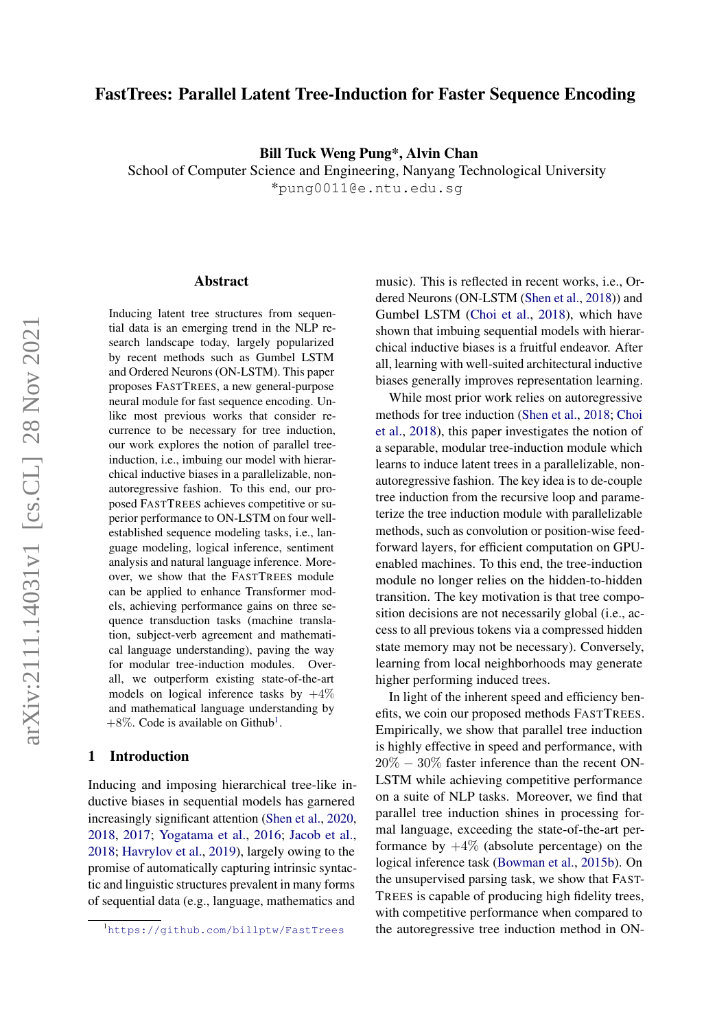# FastTrees: Parallel Latent Tree-Induction for Faster Sequence Encoding

**Bill Tuck Weng Pung*, Alvin Chan**

School of Computer Science and Engineering, Nanyang Technological University

*pung0011@e.ntu.edu.sg

## Abstract

Inducing latent tree structures from sequential data is an emerging trend in the NLP research landscape today, largely popularized by recent methods such as Gumbel LSTM and Ordered Neurons (ON-LSTM). This paper proposes FASTTREES, a new general-purpose neural module for fast sequence encoding. Unlike most previous works that consider recurrence to be necessary for tree induction, our work explores the notion of parallel tree-induction, i.e., imbuing our model with hierarchical inductive biases in a parallelizable, non-autoregressive fashion. To this end, our proposed FASTTREES achieves competitive or superior performance to ON-LSTM on four well-established sequence modeling tasks, i.e., language modeling, logical inference, sentiment analysis and natural language inference. Moreover, we show that the FASTTREES module can be applied to enhance Transformer models, achieving performance gains on three sequence transduction tasks (machine translation, subject-verb agreement and mathematical language understanding), paving the way for modular tree-induction modules. Overall, we outperform existing state-of-the-art models on logical inference tasks by $+4\%$ and mathematical language understanding by $+8\%$. Code is available on Github[1].

## 1 Introduction

Inducing and imposing hierarchical tree-like inductive biases in sequential models has garnered increasingly significant attention (Shen et al., 2020, 2018, 2017; Yogatama et al., 2016; Jacob et al., 2018; Havrylov et al., 2019), largely owing to the promise of automatically capturing intrinsic syntactic and linguistic structures prevalent in many forms of sequential data (e.g., language, mathematics and music). This is reflected in recent works, i.e., Ordered Neurons (ON-LSTM (Shen et al., 2018)) and Gumbel LSTM (Choi et al., 2018), which have shown that imbuing sequential models with hierarchical inductive biases is a fruitful endeavor. After all, learning with well-suited architectural inductive biases generally improves representation learning.

While most prior work relies on autoregressive methods for tree induction (Shen et al., 2018; Choi et al., 2018), this paper investigates the notion of a separable, modular tree-induction module which learns to induce latent trees in a parallelizable, non-autoregressive fashion. The key idea is to de-couple tree induction from the recursive loop and parameterize the tree induction module with parallelizable methods, such as convolution or position-wise feed-forward layers, for efficient computation on GPU-enabled machines. To this end, the tree-induction module no longer relies on the hidden-to-hidden transition. The key motivation is that tree composition decisions are not necessarily global (i.e., access to all previous tokens via a compressed hidden state memory may not be necessary). Conversely, learning from local neighborhoods may generate higher performing induced trees.

In light of the inherent speed and efficiency benefits, we coin our proposed methods FASTTREES. Empirically, we show that parallel tree induction is highly effective in speed and performance, with $20\% - 30\%$ faster inference than the recent ON-LSTM while achieving competitive performance on a suite of NLP tasks. Moreover, we find that parallel tree induction shines in processing formal language, exceeding the state-of-the-art performance by $+4\%$ (absolute percentage) on the logical inference task (Bowman et al., 2015b). On the unsupervised parsing task, we show that FASTTREES is capable of producing high fidelity trees, with competitive performance when compared to the autoregressive tree induction method in ON-

[1] https://github.com/billptw/FastTrees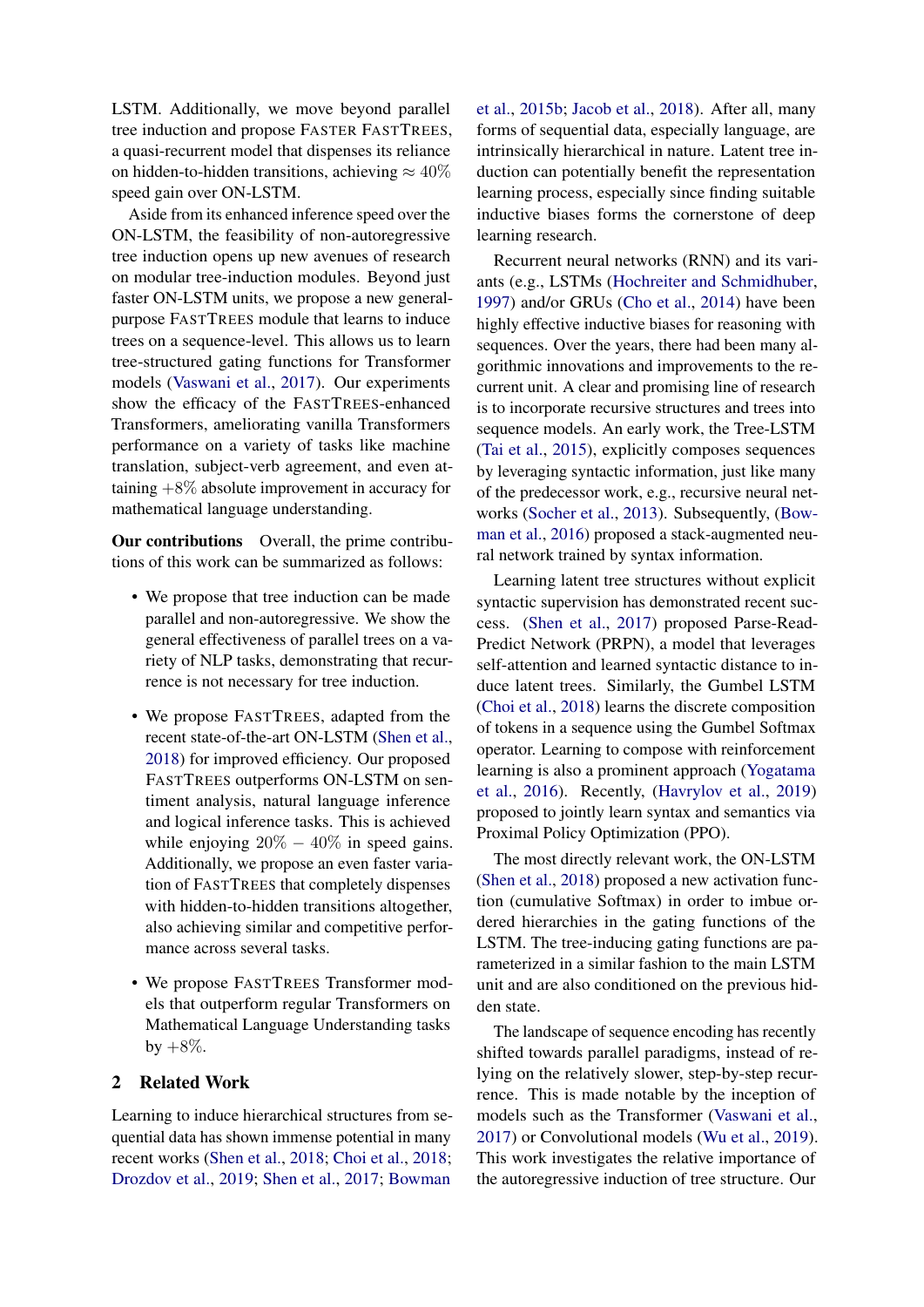LSTM. Additionally, we move beyond parallel tree induction and propose FASTER FASTTREES, a quasi-recurrent model that dispenses its reliance on hidden-to-hidden transitions, achieving $\approx 40\%$ speed gain over ON-LSTM.

Aside from its enhanced inference speed over the ON-LSTM, the feasibility of non-autoregressive tree induction opens up new avenues of research on modular tree-induction modules. Beyond just faster ON-LSTM units, we propose a new general-purpose FASTTREES module that learns to induce trees on a sequence-level. This allows us to learn tree-structured gating functions for Transformer models (Vaswani et al., 2017). Our experiments show the efficacy of the FASTTREES-enhanced Transformers, ameliorating vanilla Transformers performance on a variety of tasks like machine translation, subject-verb agreement, and even attaining $+8\%$ absolute improvement in accuracy for mathematical language understanding.

**Our contributions** Overall, the prime contributions of this work can be summarized as follows:

- We propose that tree induction can be made parallel and non-autoregressive. We show the general effectiveness of parallel trees on a variety of NLP tasks, demonstrating that recurrence is not necessary for tree induction.
- We propose FASTTREES, adapted from the recent state-of-the-art ON-LSTM (Shen et al., 2018) for improved efficiency. Our proposed FASTTREES outperforms ON-LSTM on sentiment analysis, natural language inference and logical inference tasks. This is achieved while enjoying $20\% - 40\%$ in speed gains. Additionally, we propose an even faster variation of FASTTREES that completely dispenses with hidden-to-hidden transitions altogether, also achieving similar and competitive performance across several tasks.
- We propose FASTTREES Transformer models that outperform regular Transformers on Mathematical Language Understanding tasks by $+8\%$.

## 2 Related Work

Learning to induce hierarchical structures from sequential data has shown immense potential in many recent works (Shen et al., 2018; Choi et al., 2018; Drozdov et al., 2019; Shen et al., 2017; Bowman et al., 2015b; Jacob et al., 2018). After all, many forms of sequential data, especially language, are intrinsically hierarchical in nature. Latent tree induction can potentially benefit the representation learning process, especially since finding suitable inductive biases forms the cornerstone of deep learning research.

Recurrent neural networks (RNN) and its variants (e.g., LSTMs (Hochreiter and Schmidhuber, 1997) and/or GRUs (Cho et al., 2014) have been highly effective inductive biases for reasoning with sequences. Over the years, there had been many algorithmic innovations and improvements to the recurrent unit. A clear and promising line of research is to incorporate recursive structures and trees into sequence models. An early work, the Tree-LSTM (Tai et al., 2015), explicitly composes sequences by leveraging syntactic information, just like many of the predecessor work, e.g., recursive neural networks (Socher et al., 2013). Subsequently, (Bowman et al., 2016) proposed a stack-augmented neural network trained by syntax information.

Learning latent tree structures without explicit syntactic supervision has demonstrated recent success. (Shen et al., 2017) proposed Parse-Read-Predict Network (PRPN), a model that leverages self-attention and learned syntactic distance to induce latent trees. Similarly, the Gumbel LSTM (Choi et al., 2018) learns the discrete composition of tokens in a sequence using the Gumbel Softmax operator. Learning to compose with reinforcement learning is also a prominent approach (Yogatama et al., 2016). Recently, (Havrylov et al., 2019) proposed to jointly learn syntax and semantics via Proximal Policy Optimization (PPO).

The most directly relevant work, the ON-LSTM (Shen et al., 2018) proposed a new activation function (cumulative Softmax) in order to imbue ordered hierarchies in the gating functions of the LSTM. The tree-inducing gating functions are parameterized in a similar fashion to the main LSTM unit and are also conditioned on the previous hidden state.

The landscape of sequence encoding has recently shifted towards parallel paradigms, instead of relying on the relatively slower, step-by-step recurrence. This is made notable by the inception of models such as the Transformer (Vaswani et al., 2017) or Convolutional models (Wu et al., 2019). This work investigates the relative importance of the autoregressive induction of tree structure. Our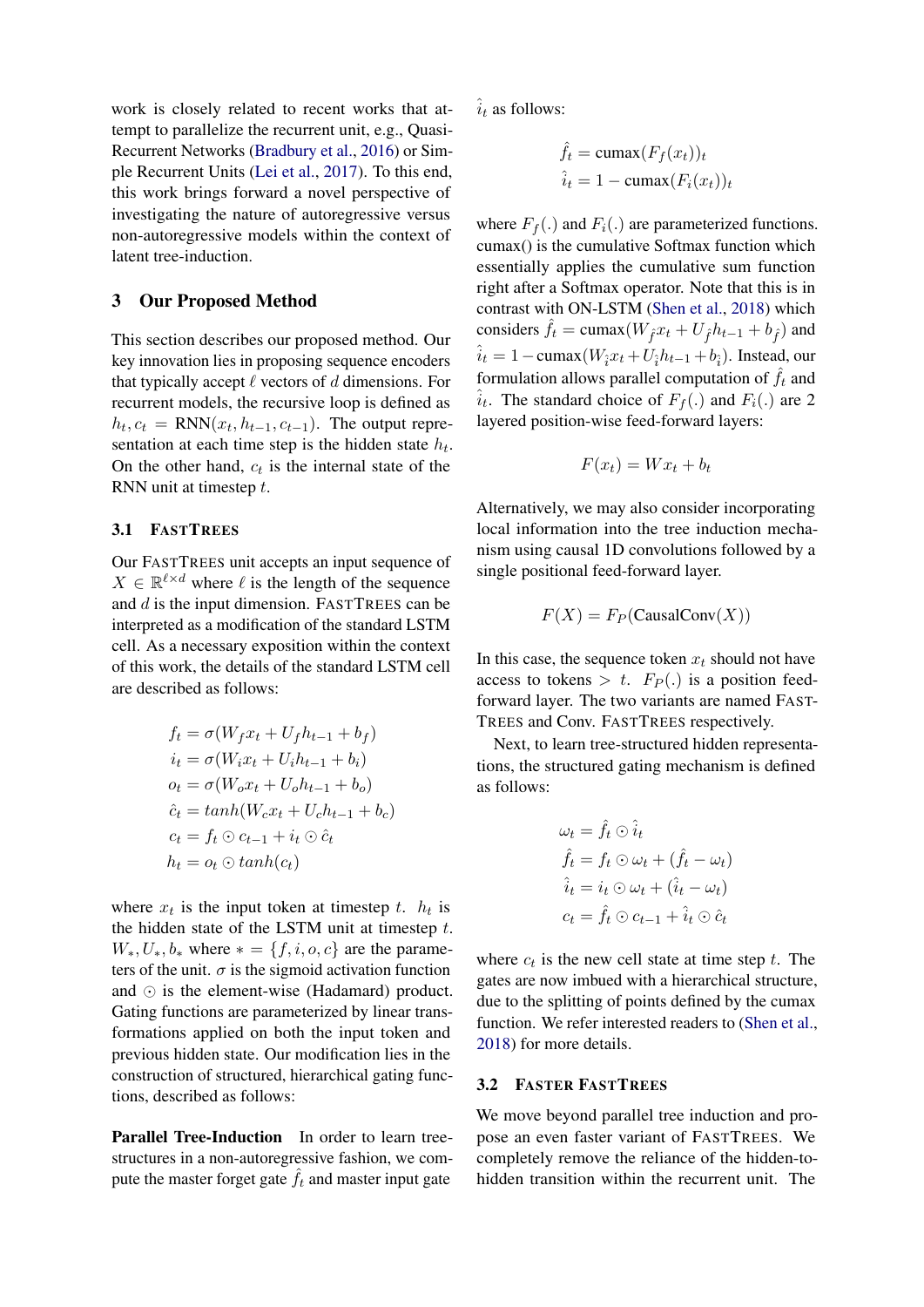work is closely related to recent works that attempt to parallelize the recurrent unit, e.g., Quasi-Recurrent Networks (Bradbury et al., 2016) or Simple Recurrent Units (Lei et al., 2017). To this end, this work brings forward a novel perspective of investigating the nature of autoregressive versus non-autoregressive models within the context of latent tree-induction.

## 3 Our Proposed Method

This section describes our proposed method. Our key innovation lies in proposing sequence encoders that typically accept $\ell$ vectors of $d$ dimensions. For recurrent models, the recursive loop is defined as $h_t, c_t = \text{RNN}(x_t, h_{t-1}, c_{t-1})$. The output representation at each time step is the hidden state $h_t$. On the other hand, $c_t$ is the internal state of the RNN unit at timestep $t$.

### 3.1 FastTrees

Our FastTrees unit accepts an input sequence of $X \in \mathbb{R}^{\ell \times d}$ where $\ell$ is the length of the sequence and $d$ is the input dimension. FastTrees can be interpreted as a modification of the standard LSTM cell. As a necessary exposition within the context of this work, the details of the standard LSTM cell are described as follows:

$$
\begin{aligned}
f_t &= \sigma(W_f x_t + U_f h_{t-1} + b_f) \\
i_t &= \sigma(W_i x_t + U_i h_{t-1} + b_i) \\
o_t &= \sigma(W_o x_t + U_o h_{t-1} + b_o) \\
\hat{c}_t &= tanh(W_c x_t + U_c h_{t-1} + b_c) \\
c_t &= f_t \odot c_{t-1} + i_t \odot \hat{c}_t \\
h_t &= o_t \odot tanh(c_t)
\end{aligned}
$$

where $x_t$ is the input token at timestep $t$. $h_t$ is the hidden state of the LSTM unit at timestep $t$. $W_*, U_*, b_*$ where $* = \{f, i, o, c\}$ are the parameters of the unit. $\sigma$ is the sigmoid activation function and $\odot$ is the element-wise (Hadamard) product. Gating functions are parameterized by linear transformations applied on both the input token and previous hidden state. Our modification lies in the construction of structured, hierarchical gating functions, described as follows:

**Parallel Tree-Induction** In order to learn tree-structures in a non-autoregressive fashion, we compute the master forget gate $\hat{f}_t$ and master input gate $\hat{i}_t$ as follows:

$$
\begin{aligned}
\hat{f}_t &= \text{cumax}(F_f(x_t))_t \\
\hat{i}_t &= 1 - \text{cumax}(F_i(x_t))_t
\end{aligned}
$$

where $F_f(.)$ and $F_i(.)$ are parameterized functions. cumax() is the cumulative Softmax function which essentially applies the cumulative sum function right after a Softmax operator. Note that this is in contrast with ON-LSTM (Shen et al., 2018) which considers $\hat{f}_t = \text{cumax}(W_{\hat{f}} x_t + U_{\hat{f}} h_{t-1} + b_{\hat{f}})$ and $\hat{i}_t = 1 - \text{cumax}(W_{\hat{i}} x_t + U_{\hat{i}} h_{t-1} + b_{\hat{i}})$. Instead, our formulation allows parallel computation of $\hat{f}_t$ and $\hat{i}_t$. The standard choice of $F_f(.)$ and $F_i(.)$ are 2 layered position-wise feed-forward layers:

$$
F(x_t) = W x_t + b_t
$$

Alternatively, we may also consider incorporating local information into the tree induction mechanism using causal 1D convolutions followed by a single positional feed-forward layer.

$$
F(X) = F_P(\text{CausalConv}(X))
$$

In this case, the sequence token $x_t$ should not have access to tokens $> t$. $F_P(.)$ is a position feed-forward layer. The two variants are named FastTrees and Conv. FastTrees respectively.

Next, to learn tree-structured hidden representations, the structured gating mechanism is defined as follows:

$$
\begin{aligned}
\omega_t &= \hat{f}_t \odot \hat{i}_t \\
\hat{f}_t &= f_t \odot \omega_t + (\hat{f}_t - \omega_t) \\
\hat{i}_t &= i_t \odot \omega_t + (\hat{i}_t - \omega_t) \\
c_t &= \hat{f}_t \odot c_{t-1} + \hat{i}_t \odot \hat{c}_t
\end{aligned}
$$

where $c_t$ is the new cell state at time step $t$. The gates are now imbued with a hierarchical structure, due to the splitting of points defined by the cumax function. We refer interested readers to (Shen et al., 2018) for more details.

### 3.2 Faster FastTrees

We move beyond parallel tree induction and propose an even faster variant of FastTrees. We completely remove the reliance of the hidden-to-hidden transition within the recurrent unit. The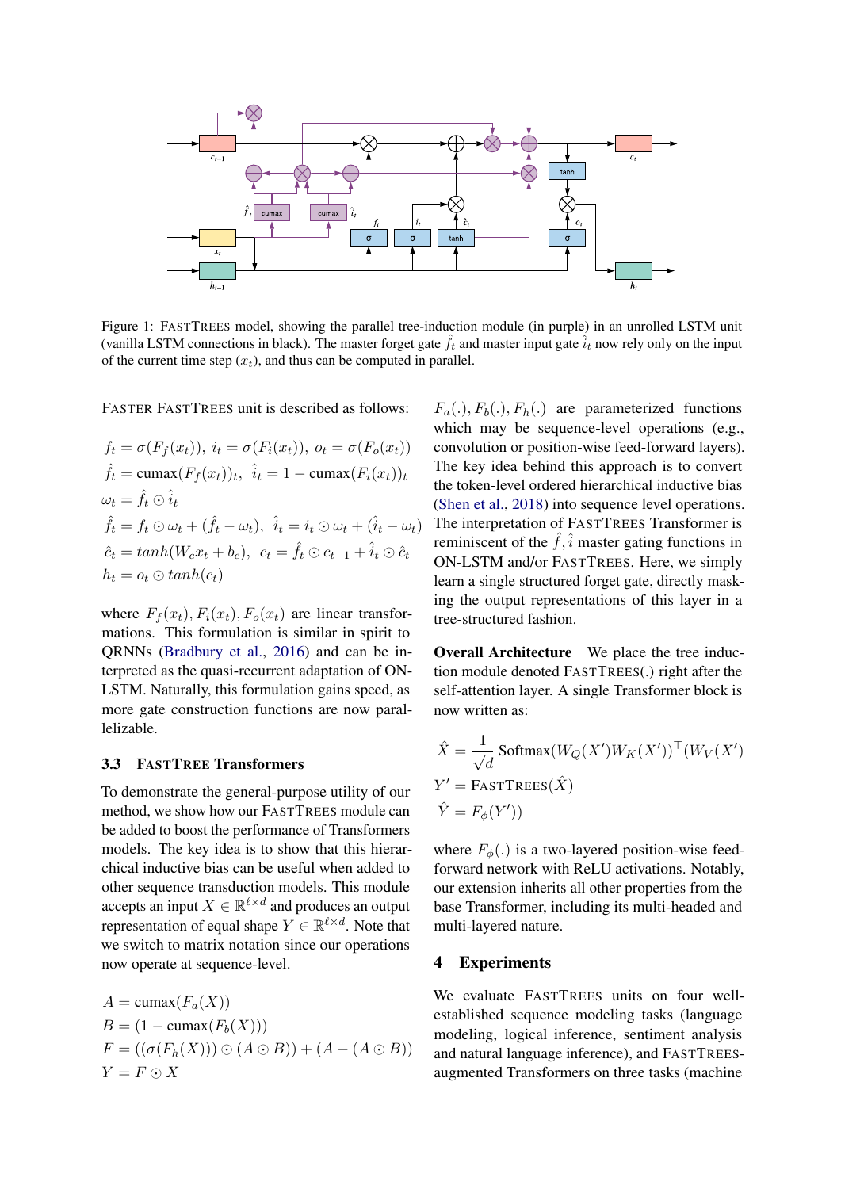Figure 1: FASTTREES model, showing the parallel tree-induction module (in purple) in an unrolled LSTM unit (vanilla LSTM connections in black). The master forget gate $\hat{f}_t$ and master input gate $\hat{i}_t$ now rely only on the input of the current time step ($x_t$), and thus can be computed in parallel.

FASTER FASTTREES unit is described as follows:

$$f_t = \sigma(F_f(x_t)),\ i_t = \sigma(F_i(x_t)),\ o_t = \sigma(F_o(x_t))$$
$$\hat{f}_t = \text{cumax}(F_f(x_t))_t,\ \ \hat{i}_t = 1 - \text{cumax}(F_i(x_t))_t$$
$$\omega_t = \hat{f}_t \odot \hat{i}_t$$
$$\hat{f}_t = f_t \odot \omega_t + (\hat{f}_t - \omega_t),\ \ \hat{i}_t = i_t \odot \omega_t + (\hat{i}_t - \omega_t)$$
$$\hat{c}_t = tanh(W_c x_t + b_c),\ \ c_t = \hat{f}_t \odot c_{t-1} + \hat{i}_t \odot \hat{c}_t$$
$$h_t = o_t \odot tanh(c_t)$$

where $F_f(x_t), F_i(x_t), F_o(x_t)$ are linear transformations. This formulation is similar in spirit to QRNNs (Bradbury et al., 2016) and can be interpreted as the quasi-recurrent adaptation of ON-LSTM. Naturally, this formulation gains speed, as more gate construction functions are now parallelizable.

### 3.3 FASTTREE Transformers

To demonstrate the general-purpose utility of our method, we show how our FASTTREES module can be added to boost the performance of Transformers models. The key idea is to show that this hierarchical inductive bias can be useful when added to other sequence transduction models. This module accepts an input $X \in \mathbb{R}^{\ell \times d}$ and produces an output representation of equal shape $Y \in \mathbb{R}^{\ell \times d}$. Note that we switch to matrix notation since our operations now operate at sequence-level.

$$A = \text{cumax}(F_a(X))$$
$$B = (1 - \text{cumax}(F_b(X)))$$
$$F = ((\sigma(F_h(X))) \odot (A \odot B)) + (A - (A \odot B))$$
$$Y = F \odot X$$

$F_a(.), F_b(.), F_h(.)$ are parameterized functions which may be sequence-level operations (e.g., convolution or position-wise feed-forward layers). The key idea behind this approach is to convert the token-level ordered hierarchical inductive bias (Shen et al., 2018) into sequence level operations. The interpretation of FASTTREES Transformer is reminiscent of the $\hat{f}, \hat{i}$ master gating functions in ON-LSTM and/or FASTTREES. Here, we simply learn a single structured forget gate, directly masking the output representations of this layer in a tree-structured fashion.

**Overall Architecture** We place the tree induction module denoted FASTTREES(.) right after the self-attention layer. A single Transformer block is now written as:

$$\hat{X} = \frac{1}{\sqrt{d}} \text{Softmax}(W_Q(X') W_K(X'))^\top (W_V(X')$$
$$Y' = \text{FASTTREES}(\hat{X})$$
$$\hat{Y} = F_\phi(Y'))$$

where $F_\phi(.)$ is a two-layered position-wise feed-forward network with ReLU activations. Notably, our extension inherits all other properties from the base Transformer, including its multi-headed and multi-layered nature.

## 4 Experiments

We evaluate FASTTREES units on four well-established sequence modeling tasks (language modeling, logical inference, sentiment analysis and natural language inference), and FASTTREES-augmented Transformers on three tasks (machine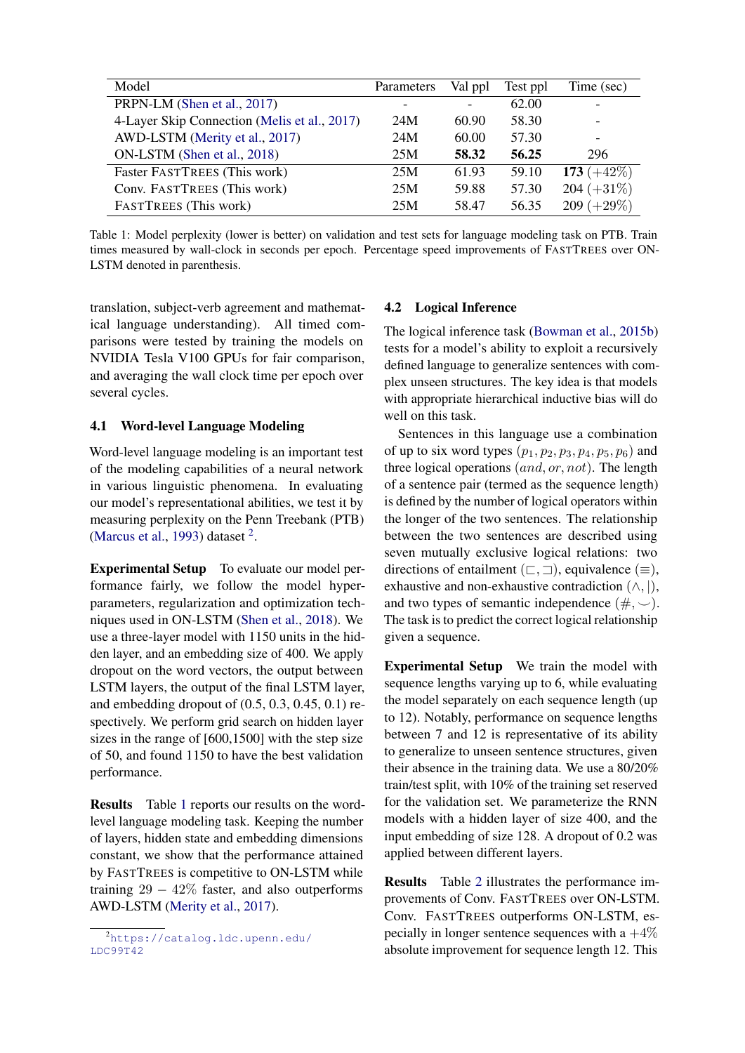| Model | Parameters | Val ppl | Test ppl | Time (sec) |
|---|---|---|---|---|
| PRPN-LM (Shen et al., 2017) | - | - | 62.00 | - |
| 4-Layer Skip Connection (Melis et al., 2017) | 24M | 60.90 | 58.30 | - |
| AWD-LSTM (Merity et al., 2017) | 24M | 60.00 | 57.30 | - |
| ON-LSTM (Shen et al., 2018) | 25M | **58.32** | **56.25** | 296 |
| Faster FASTTREES (This work) | 25M | 61.93 | 59.10 | **173** (+42%) |
| Conv. FASTTREES (This work) | 25M | 59.88 | 57.30 | 204 (+31%) |
| FASTTREES (This work) | 25M | 58.47 | 56.35 | 209 (+29%) |

Table 1: Model perplexity (lower is better) on validation and test sets for language modeling task on PTB. Train times measured by wall-clock in seconds per epoch. Percentage speed improvements of FASTTREES over ON-LSTM denoted in parenthesis.

translation, subject-verb agreement and mathematical language understanding). All timed comparisons were tested by training the models on NVIDIA Tesla V100 GPUs for fair comparison, and averaging the wall clock time per epoch over several cycles.

### 4.1 Word-level Language Modeling

Word-level language modeling is an important test of the modeling capabilities of a neural network in various linguistic phenomena. In evaluating our model's representational abilities, we test it by measuring perplexity on the Penn Treebank (PTB) (Marcus et al., 1993) dataset [2].

**Experimental Setup** To evaluate our model performance fairly, we follow the model hyperparameters, regularization and optimization techniques used in ON-LSTM (Shen et al., 2018). We use a three-layer model with 1150 units in the hidden layer, and an embedding size of 400. We apply dropout on the word vectors, the output between LSTM layers, the output of the final LSTM layer, and embedding dropout of (0.5, 0.3, 0.45, 0.1) respectively. We perform grid search on hidden layer sizes in the range of [600,1500] with the step size of 50, and found 1150 to have the best validation performance.

**Results** Table 1 reports our results on the word-level language modeling task. Keeping the number of layers, hidden state and embedding dimensions constant, we show that the performance attained by FASTTREES is competitive to ON-LSTM while training $29 - 42\%$ faster, and also outperforms AWD-LSTM (Merity et al., 2017).

[2] https://catalog.ldc.upenn.edu/LDC99T42

### 4.2 Logical Inference

The logical inference task (Bowman et al., 2015b) tests for a model's ability to exploit a recursively defined language to generalize sentences with complex unseen structures. The key idea is that models with appropriate hierarchical inductive bias will do well on this task.

Sentences in this language use a combination of up to six word types $(p_1, p_2, p_3, p_4, p_5, p_6)$ and three logical operations $(and, or, not)$. The length of a sentence pair (termed as the sequence length) is defined by the number of logical operators within the longer of the two sentences. The relationship between the two sentences are described using seven mutually exclusive logical relations: two directions of entailment $(\sqsubset, \sqsupset)$, equivalence $(\equiv)$, exhaustive and non-exhaustive contradiction $(\wedge, |)$, and two types of semantic independence $(\#, \smile)$. The task is to predict the correct logical relationship given a sequence.

**Experimental Setup** We train the model with sequence lengths varying up to 6, while evaluating the model separately on each sequence length (up to 12). Notably, performance on sequence lengths between 7 and 12 is representative of its ability to generalize to unseen sentence structures, given their absence in the training data. We use a 80/20% train/test split, with 10% of the training set reserved for the validation set. We parameterize the RNN models with a hidden layer of size 400, and the input embedding of size 128. A dropout of 0.2 was applied between different layers.

**Results** Table 2 illustrates the performance improvements of Conv. FASTTREES over ON-LSTM. Conv. FASTTREES outperforms ON-LSTM, especially in longer sentence sequences with a $+4\%$ absolute improvement for sequence length 12. This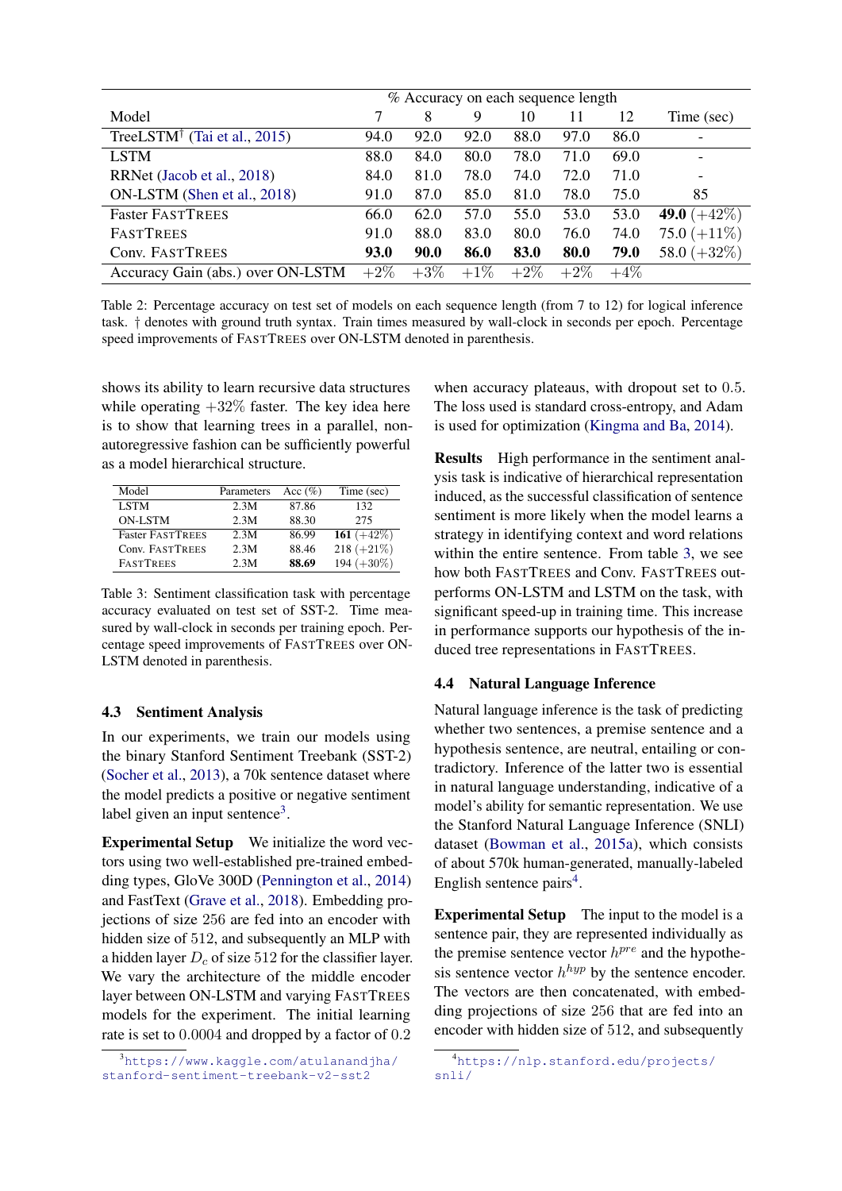| Model | % Accuracy on each sequence length | | | | | | Time (sec) |
|---|---|---|---|---|---|---|---|
| | 7 | 8 | 9 | 10 | 11 | 12 | |
| TreeLSTM† (Tai et al., 2015) | 94.0 | 92.0 | 92.0 | 88.0 | 97.0 | 86.0 | - |
| LSTM | 88.0 | 84.0 | 80.0 | 78.0 | 71.0 | 69.0 | - |
| RRNet (Jacob et al., 2018) | 84.0 | 81.0 | 78.0 | 74.0 | 72.0 | 71.0 | - |
| ON-LSTM (Shen et al., 2018) | 91.0 | 87.0 | 85.0 | 81.0 | 78.0 | 75.0 | 85 |
| Faster FASTTREES | 66.0 | 62.0 | 57.0 | 55.0 | 53.0 | 53.0 | **49.0** (+42%) |
| FASTTREES | 91.0 | 88.0 | 83.0 | 80.0 | 76.0 | 74.0 | 75.0 (+11%) |
| Conv. FASTTREES | **93.0** | **90.0** | **86.0** | **83.0** | **80.0** | **79.0** | 58.0 (+32%) |
| Accuracy Gain (abs.) over ON-LSTM | +2% | +3% | +1% | +2% | +2% | +4% | |

Table 2: Percentage accuracy on test set of models on each sequence length (from 7 to 12) for logical inference task. † denotes with ground truth syntax. Train times measured by wall-clock in seconds per epoch. Percentage speed improvements of FASTTREES over ON-LSTM denoted in parenthesis.

shows its ability to learn recursive data structures while operating +32% faster. The key idea here is to show that learning trees in a parallel, non-autoregressive fashion can be sufficiently powerful as a model hierarchical structure.

| Model | Parameters | Acc (%) | Time (sec) |
|---|---|---|---|
| LSTM | 2.3M | 87.86 | 132 |
| ON-LSTM | 2.3M | 88.30 | 275 |
| Faster FASTTREES | 2.3M | 86.99 | **161** (+42%) |
| Conv. FASTTREES | 2.3M | 88.46 | 218 (+21%) |
| FASTTREES | 2.3M | **88.69** | 194 (+30%) |

Table 3: Sentiment classification task with percentage accuracy evaluated on test set of SST-2. Time measured by wall-clock in seconds per training epoch. Percentage speed improvements of FASTTREES over ON-LSTM denoted in parenthesis.

### 4.3 Sentiment Analysis

In our experiments, we train our models using the binary Stanford Sentiment Treebank (SST-2) (Socher et al., 2013), a 70k sentence dataset where the model predicts a positive or negative sentiment label given an input sentence[3].

**Experimental Setup** We initialize the word vectors using two well-established pre-trained embedding types, GloVe 300D (Pennington et al., 2014) and FastText (Grave et al., 2018). Embedding projections of size 256 are fed into an encoder with hidden size of 512, and subsequently an MLP with a hidden layer $D_c$ of size 512 for the classifier layer. We vary the architecture of the middle encoder layer between ON-LSTM and varying FASTTREES models for the experiment. The initial learning rate is set to 0.0004 and dropped by a factor of 0.2 when accuracy plateaus, with dropout set to 0.5. The loss used is standard cross-entropy, and Adam is used for optimization (Kingma and Ba, 2014).

**Results** High performance in the sentiment analysis task is indicative of hierarchical representation induced, as the successful classification of sentence sentiment is more likely when the model learns a strategy in identifying context and word relations within the entire sentence. From table 3, we see how both FASTTREES and Conv. FASTTREES outperforms ON-LSTM and LSTM on the task, with significant speed-up in training time. This increase in performance supports our hypothesis of the induced tree representations in FASTTREES.

### 4.4 Natural Language Inference

Natural language inference is the task of predicting whether two sentences, a premise sentence and a hypothesis sentence, are neutral, entailing or contradictory. Inference of the latter two is essential in natural language understanding, indicative of a model's ability for semantic representation. We use the Stanford Natural Language Inference (SNLI) dataset (Bowman et al., 2015a), which consists of about 570k human-generated, manually-labeled English sentence pairs[4].

**Experimental Setup** The input to the model is a sentence pair, they are represented individually as the premise sentence vector $h^{pre}$ and the hypothesis sentence vector $h^{hyp}$ by the sentence encoder. The vectors are then concatenated, with embedding projections of size 256 that are fed into an encoder with hidden size of 512, and subsequently

[3] https://www.kaggle.com/atulanandjha/stanford-sentiment-treebank-v2-sst2

[4] https://nlp.stanford.edu/projects/snli/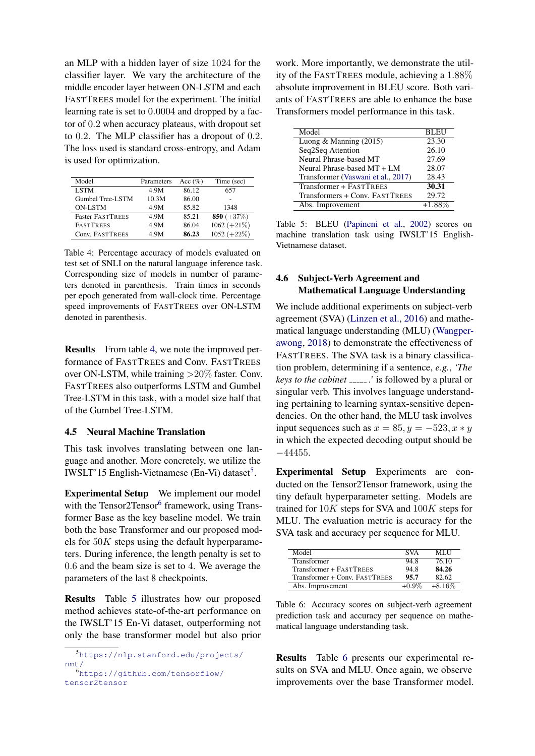an MLP with a hidden layer of size $1024$ for the classifier layer. We vary the architecture of the middle encoder layer between ON-LSTM and each FastTrees model for the experiment. The initial learning rate is set to $0.0004$ and dropped by a factor of $0.2$ when accuracy plateaus, with dropout set to $0.2$. The MLP classifier has a dropout of $0.2$. The loss used is standard cross-entropy, and Adam is used for optimization.

| Model | Parameters | Acc (%) | Time (sec) |
|---|---|---|---|
| LSTM | 4.9M | 86.12 | 657 |
| Gumbel Tree-LSTM | 10.3M | 86.00 | - |
| ON-LSTM | 4.9M | 85.82 | 1348 |
| Faster FastTrees | 4.9M | 85.21 | **850** (+37%) |
| FastTrees | 4.9M | 86.04 | 1062 (+21%) |
| Conv. FastTrees | 4.9M | **86.23** | 1052 (+22%) |

Table 4: Percentage accuracy of models evaluated on test set of SNLI on the natural language inference task. Corresponding size of models in number of parameters denoted in parenthesis. Train times in seconds per epoch generated from wall-clock time. Percentage speed improvements of FastTrees over ON-LSTM denoted in parenthesis.

**Results** From table 4, we note the improved performance of FastTrees and Conv. FastTrees over ON-LSTM, while training >20% faster. Conv. FastTrees also outperforms LSTM and Gumbel Tree-LSTM in this task, with a model size half that of the Gumbel Tree-LSTM.

### 4.5 Neural Machine Translation

This task involves translating between one language and another. More concretely, we utilize the IWSLT'15 English-Vietnamese (En-Vi) dataset[5].

**Experimental Setup** We implement our model with the Tensor2Tensor[6] framework, using Transformer Base as the key baseline model. We train both the base Transformer and our proposed models for $50K$ steps using the default hyperparameters. During inference, the length penalty is set to $0.6$ and the beam size is set to $4$. We average the parameters of the last 8 checkpoints.

**Results** Table 5 illustrates how our proposed method achieves state-of-the-art performance on the IWSLT'15 En-Vi dataset, outperforming not only the base transformer model but also prior work. More importantly, we demonstrate the utility of the FastTrees module, achieving a $1.88\%$ absolute improvement in BLEU score. Both variants of FastTrees are able to enhance the base Transformers model performance in this task.

| Model | BLEU |
|---|---|
| Luong & Manning (2015) | 23.30 |
| Seq2Seq Attention | 26.10 |
| Neural Phrase-based MT | 27.69 |
| Neural Phrase-based MT + LM | 28.07 |
| Transformer (Vaswani et al., 2017) | 28.43 |
| Transformer + FastTrees | **30.31** |
| Transformers + Conv. FastTrees | 29.72 |
| Abs. Improvement | +1.88% |

Table 5: BLEU (Papineni et al., 2002) scores on machine translation task using IWSLT'15 English-Vietnamese dataset.

### 4.6 Subject-Verb Agreement and Mathematical Language Understanding

We include additional experiments on subject-verb agreement (SVA) (Linzen et al., 2016) and mathematical language understanding (MLU) (Wangperawong, 2018) to demonstrate the effectiveness of FastTrees. The SVA task is a binary classification problem, determining if a sentence, *e.g.*, *'The keys to the cabinet ____.'* is followed by a plural or singular verb. This involves language understanding pertaining to learning syntax-sensitive dependencies. On the other hand, the MLU task involves input sequences such as $x = 85, y = -523, x * y$ in which the expected decoding output should be $-44455$.

**Experimental Setup** Experiments are conducted on the Tensor2Tensor framework, using the tiny default hyperparameter setting. Models are trained for $10K$ steps for SVA and $100K$ steps for MLU. The evaluation metric is accuracy for the SVA task and accuracy per sequence for MLU.

| Model | SVA | MLU |
|---|---|---|
| Transformer | 94.8 | 76.10 |
| Transformer + FastTrees | 94.8 | **84.26** |
| Transformer + Conv. FastTrees | **95.7** | 82.62 |
| Abs. Improvement | +0.9% | +8.16% |

Table 6: Accuracy scores on subject-verb agreement prediction task and accuracy per sequence on mathematical language understanding task.

**Results** Table 6 presents our experimental results on SVA and MLU. Once again, we observe improvements over the base Transformer model.

[5] https://nlp.stanford.edu/projects/nmt/

[6] https://github.com/tensorflow/tensor2tensor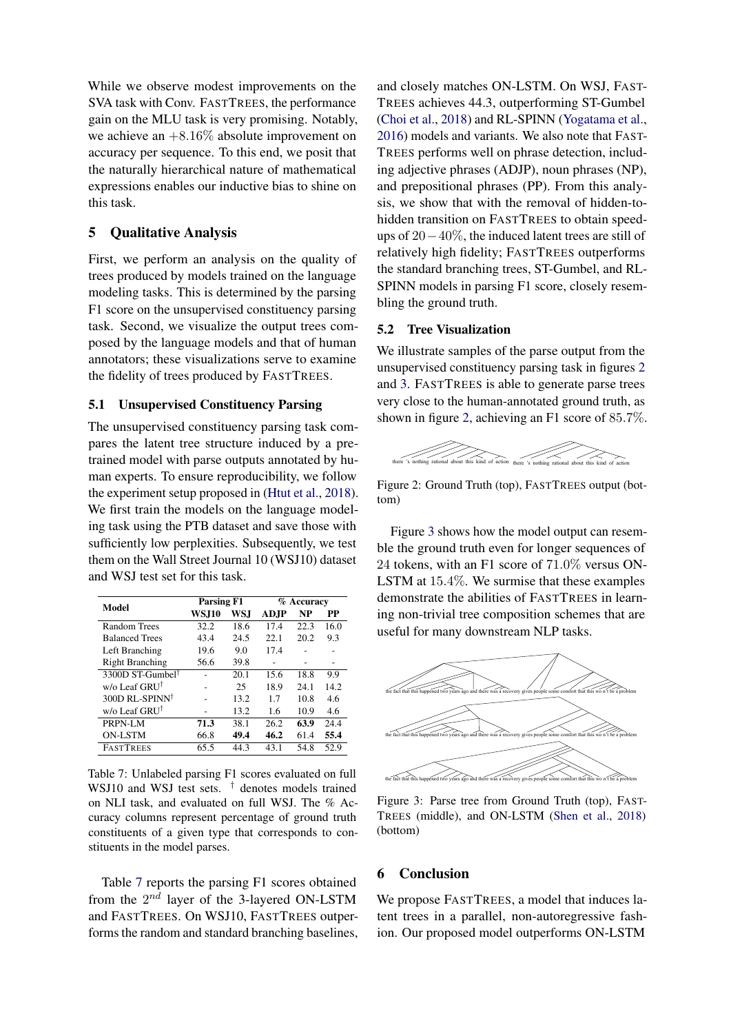While we observe modest improvements on the SVA task with Conv. FASTTREES, the performance gain on the MLU task is very promising. Notably, we achieve an $+8.16\%$ absolute improvement on accuracy per sequence. To this end, we posit that the naturally hierarchical nature of mathematical expressions enables our inductive bias to shine on this task.

## 5 Qualitative Analysis

First, we perform an analysis on the quality of trees produced by models trained on the language modeling tasks. This is determined by the parsing F1 score on the unsupervised constituency parsing task. Second, we visualize the output trees composed by the language models and that of human annotators; these visualizations serve to examine the fidelity of trees produced by FASTTREES.

### 5.1 Unsupervised Constituency Parsing

The unsupervised constituency parsing task compares the latent tree structure induced by a pre-trained model with parse outputs annotated by human experts. To ensure reproducibility, we follow the experiment setup proposed in (Htut et al., 2018). We first train the models on the language modeling task using the PTB dataset and save those with sufficiently low perplexities. Subsequently, we test them on the Wall Street Journal 10 (WSJ10) dataset and WSJ test set for this task.

| Model | Parsing F1 | | % Accuracy | | |
|---|---|---|---|---|---|
| | WSJ10 | WSJ | ADJP | NP | PP |
| Random Trees | 32.2 | 18.6 | 17.4 | 22.3 | 16.0 |
| Balanced Trees | 43.4 | 24.5 | 22.1 | 20.2 | 9.3 |
| Left Branching | 19.6 | 9.0 | 17.4 | - | - |
| Right Branching | 56.6 | 39.8 | - | - | - |
| 3300D ST-Gumbel† | - | 20.1 | 15.6 | 18.8 | 9.9 |
| w/o Leaf GRU† | - | 25 | 18.9 | 24.1 | 14.2 |
| 300D RL-SPINN† | - | 13.2 | 1.7 | 10.8 | 4.6 |
| w/o Leaf GRU† | - | 13.2 | 1.6 | 10.9 | 4.6 |
| PRPN-LM | **71.3** | 38.1 | 26.2 | **63.9** | 24.4 |
| ON-LSTM | 66.8 | **49.4** | **46.2** | 61.4 | **55.4** |
| FASTTREES | 65.5 | 44.3 | 43.1 | 54.8 | 52.9 |

Table 7: Unlabeled parsing F1 scores evaluated on full WSJ10 and WSJ test sets. † denotes models trained on NLI task, and evaluated on full WSJ. The % Accuracy columns represent percentage of ground truth constituents of a given type that corresponds to constituents in the model parses.

Table 7 reports the parsing F1 scores obtained from the $2^{nd}$ layer of the 3-layered ON-LSTM and FASTTREES. On WSJ10, FASTTREES outperforms the random and standard branching baselines, and closely matches ON-LSTM. On WSJ, FASTTREES achieves 44.3, outperforming ST-Gumbel (Choi et al., 2018) and RL-SPINN (Yogatama et al., 2016) models and variants. We also note that FASTTREES performs well on phrase detection, including adjective phrases (ADJP), noun phrases (NP), and prepositional phrases (PP). From this analysis, we show that with the removal of hidden-to-hidden transition on FASTTREES to obtain speed-ups of $20-40\%$, the induced latent trees are still of relatively high fidelity; FASTTREES outperforms the standard branching trees, ST-Gumbel, and RL-SPINN models in parsing F1 score, closely resembling the ground truth.

### 5.2 Tree Visualization

We illustrate samples of the parse output from the unsupervised constituency parsing task in figures 2 and 3. FASTTREES is able to generate parse trees very close to the human-annotated ground truth, as shown in figure 2, achieving an F1 score of $85.7\%$.

Figure 2: Ground Truth (top), FASTTREES output (bottom)

Figure 3 shows how the model output can resemble the ground truth even for longer sequences of 24 tokens, with an F1 score of $71.0\%$ versus ON-LSTM at $15.4\%$. We surmise that these examples demonstrate the abilities of FASTTREES in learning non-trivial tree composition schemes that are useful for many downstream NLP tasks.

Figure 3: Parse tree from Ground Truth (top), FASTTREES (middle), and ON-LSTM (Shen et al., 2018) (bottom)

## 6 Conclusion

We propose FASTTREES, a model that induces latent trees in a parallel, non-autoregressive fashion. Our proposed model outperforms ON-LSTM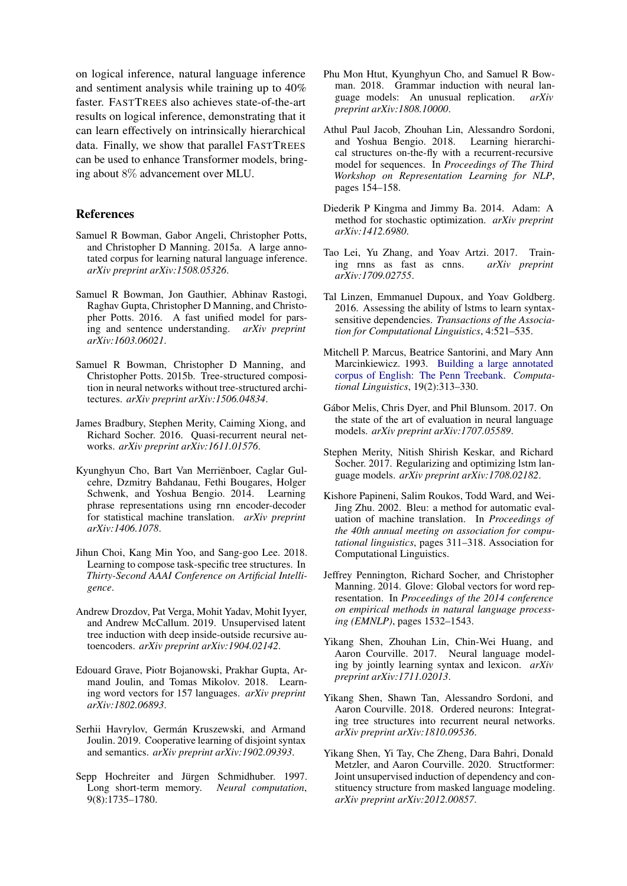on logical inference, natural language inference and sentiment analysis while training up to 40% faster. FastTrees also achieves state-of-the-art results on logical inference, demonstrating that it can learn effectively on intrinsically hierarchical data. Finally, we show that parallel FastTrees can be used to enhance Transformer models, bringing about $8\%$ advancement over MLU.

## References

Samuel R Bowman, Gabor Angeli, Christopher Potts, and Christopher D Manning. 2015a. A large annotated corpus for learning natural language inference. *arXiv preprint arXiv:1508.05326*.

Samuel R Bowman, Jon Gauthier, Abhinav Rastogi, Raghav Gupta, Christopher D Manning, and Christopher Potts. 2016. A fast unified model for parsing and sentence understanding. *arXiv preprint arXiv:1603.06021*.

Samuel R Bowman, Christopher D Manning, and Christopher Potts. 2015b. Tree-structured composition in neural networks without tree-structured architectures. *arXiv preprint arXiv:1506.04834*.

James Bradbury, Stephen Merity, Caiming Xiong, and Richard Socher. 2016. Quasi-recurrent neural networks. *arXiv preprint arXiv:1611.01576*.

Kyunghyun Cho, Bart Van Merriënboer, Caglar Gulcehre, Dzmitry Bahdanau, Fethi Bougares, Holger Schwenk, and Yoshua Bengio. 2014. Learning phrase representations using rnn encoder-decoder for statistical machine translation. *arXiv preprint arXiv:1406.1078*.

Jihun Choi, Kang Min Yoo, and Sang-goo Lee. 2018. Learning to compose task-specific tree structures. In *Thirty-Second AAAI Conference on Artificial Intelligence*.

Andrew Drozdov, Pat Verga, Mohit Yadav, Mohit Iyyer, and Andrew McCallum. 2019. Unsupervised latent tree induction with deep inside-outside recursive autoencoders. *arXiv preprint arXiv:1904.02142*.

Edouard Grave, Piotr Bojanowski, Prakhar Gupta, Armand Joulin, and Tomas Mikolov. 2018. Learning word vectors for 157 languages. *arXiv preprint arXiv:1802.06893*.

Serhii Havrylov, Germán Kruszewski, and Armand Joulin. 2019. Cooperative learning of disjoint syntax and semantics. *arXiv preprint arXiv:1902.09393*.

Sepp Hochreiter and Jürgen Schmidhuber. 1997. Long short-term memory. *Neural computation*, 9(8):1735–1780.

Phu Mon Htut, Kyunghyun Cho, and Samuel R Bowman. 2018. Grammar induction with neural language models: An unusual replication. *arXiv preprint arXiv:1808.10000*.

Athul Paul Jacob, Zhouhan Lin, Alessandro Sordoni, and Yoshua Bengio. 2018. Learning hierarchical structures on-the-fly with a recurrent-recursive model for sequences. In *Proceedings of The Third Workshop on Representation Learning for NLP*, pages 154–158.

Diederik P Kingma and Jimmy Ba. 2014. Adam: A method for stochastic optimization. *arXiv preprint arXiv:1412.6980*.

Tao Lei, Yu Zhang, and Yoav Artzi. 2017. Training rnns as fast as cnns. *arXiv preprint arXiv:1709.02755*.

Tal Linzen, Emmanuel Dupoux, and Yoav Goldberg. 2016. Assessing the ability of lstms to learn syntax-sensitive dependencies. *Transactions of the Association for Computational Linguistics*, 4:521–535.

Mitchell P. Marcus, Beatrice Santorini, and Mary Ann Marcinkiewicz. 1993. Building a large annotated corpus of English: The Penn Treebank. *Computational Linguistics*, 19(2):313–330.

Gábor Melis, Chris Dyer, and Phil Blunsom. 2017. On the state of the art of evaluation in neural language models. *arXiv preprint arXiv:1707.05589*.

Stephen Merity, Nitish Shirish Keskar, and Richard Socher. 2017. Regularizing and optimizing lstm language models. *arXiv preprint arXiv:1708.02182*.

Kishore Papineni, Salim Roukos, Todd Ward, and Wei-Jing Zhu. 2002. Bleu: a method for automatic evaluation of machine translation. In *Proceedings of the 40th annual meeting on association for computational linguistics*, pages 311–318. Association for Computational Linguistics.

Jeffrey Pennington, Richard Socher, and Christopher Manning. 2014. Glove: Global vectors for word representation. In *Proceedings of the 2014 conference on empirical methods in natural language processing (EMNLP)*, pages 1532–1543.

Yikang Shen, Zhouhan Lin, Chin-Wei Huang, and Aaron Courville. 2017. Neural language modeling by jointly learning syntax and lexicon. *arXiv preprint arXiv:1711.02013*.

Yikang Shen, Shawn Tan, Alessandro Sordoni, and Aaron Courville. 2018. Ordered neurons: Integrating tree structures into recurrent neural networks. *arXiv preprint arXiv:1810.09536*.

Yikang Shen, Yi Tay, Che Zheng, Dara Bahri, Donald Metzler, and Aaron Courville. 2020. Structformer: Joint unsupervised induction of dependency and constituency structure from masked language modeling. *arXiv preprint arXiv:2012.00857*.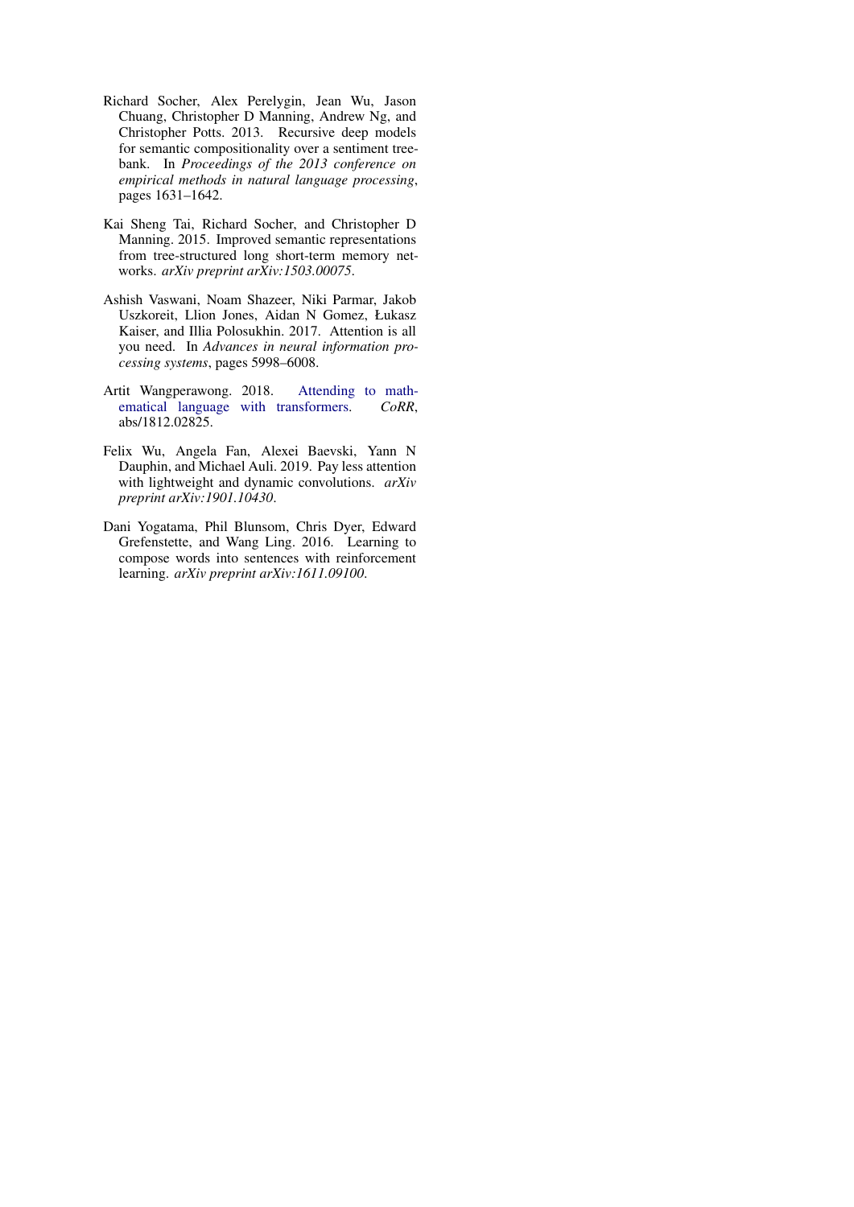Richard Socher, Alex Perelygin, Jean Wu, Jason Chuang, Christopher D Manning, Andrew Ng, and Christopher Potts. 2013. Recursive deep models for semantic compositionality over a sentiment treebank. In *Proceedings of the 2013 conference on empirical methods in natural language processing*, pages 1631–1642.

Kai Sheng Tai, Richard Socher, and Christopher D Manning. 2015. Improved semantic representations from tree-structured long short-term memory networks. *arXiv preprint arXiv:1503.00075*.

Ashish Vaswani, Noam Shazeer, Niki Parmar, Jakob Uszkoreit, Llion Jones, Aidan N Gomez, Łukasz Kaiser, and Illia Polosukhin. 2017. Attention is all you need. In *Advances in neural information processing systems*, pages 5998–6008.

Artit Wangperawong. 2018. Attending to mathematical language with transformers. *CoRR*, abs/1812.02825.

Felix Wu, Angela Fan, Alexei Baevski, Yann N Dauphin, and Michael Auli. 2019. Pay less attention with lightweight and dynamic convolutions. *arXiv preprint arXiv:1901.10430*.

Dani Yogatama, Phil Blunsom, Chris Dyer, Edward Grefenstette, and Wang Ling. 2016. Learning to compose words into sentences with reinforcement learning. *arXiv preprint arXiv:1611.09100*.